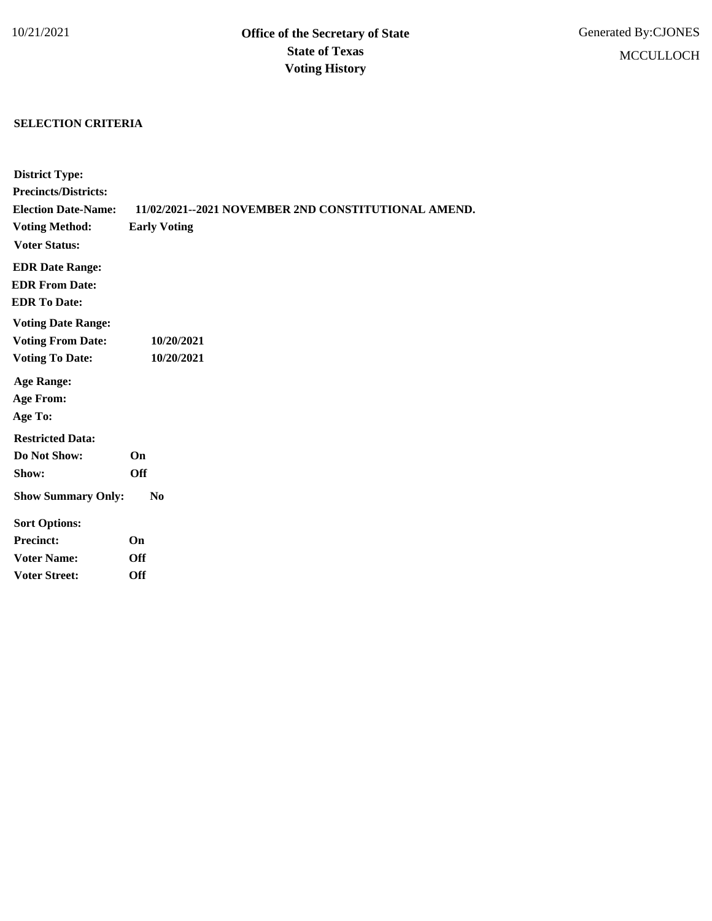10/21/2021

# Office of the Secretary of State
# State of Texas
# Voting History

Generated By:CJONES

MCCULLOCH

**SELECTION CRITERIA**

**District Type:**
**Precincts/Districts:**
**Election Date-Name:** **11/02/2021--2021 NOVEMBER 2ND CONSTITUTIONAL AMEND.**
**Voting Method:** **Early Voting**
**Voter Status:**

**EDR Date Range:**
**EDR From Date:**
**EDR To Date:**

**Voting Date Range:**
**Voting From Date:** **10/20/2021**
**Voting To Date:** **10/20/2021**

**Age Range:**
**Age From:**
**Age To:**

**Restricted Data:**
**Do Not Show:** **On**
**Show:** **Off**

**Show Summary Only:** **No**

**Sort Options:**
**Precinct:** **On**
**Voter Name:** **Off**
**Voter Street:** **Off**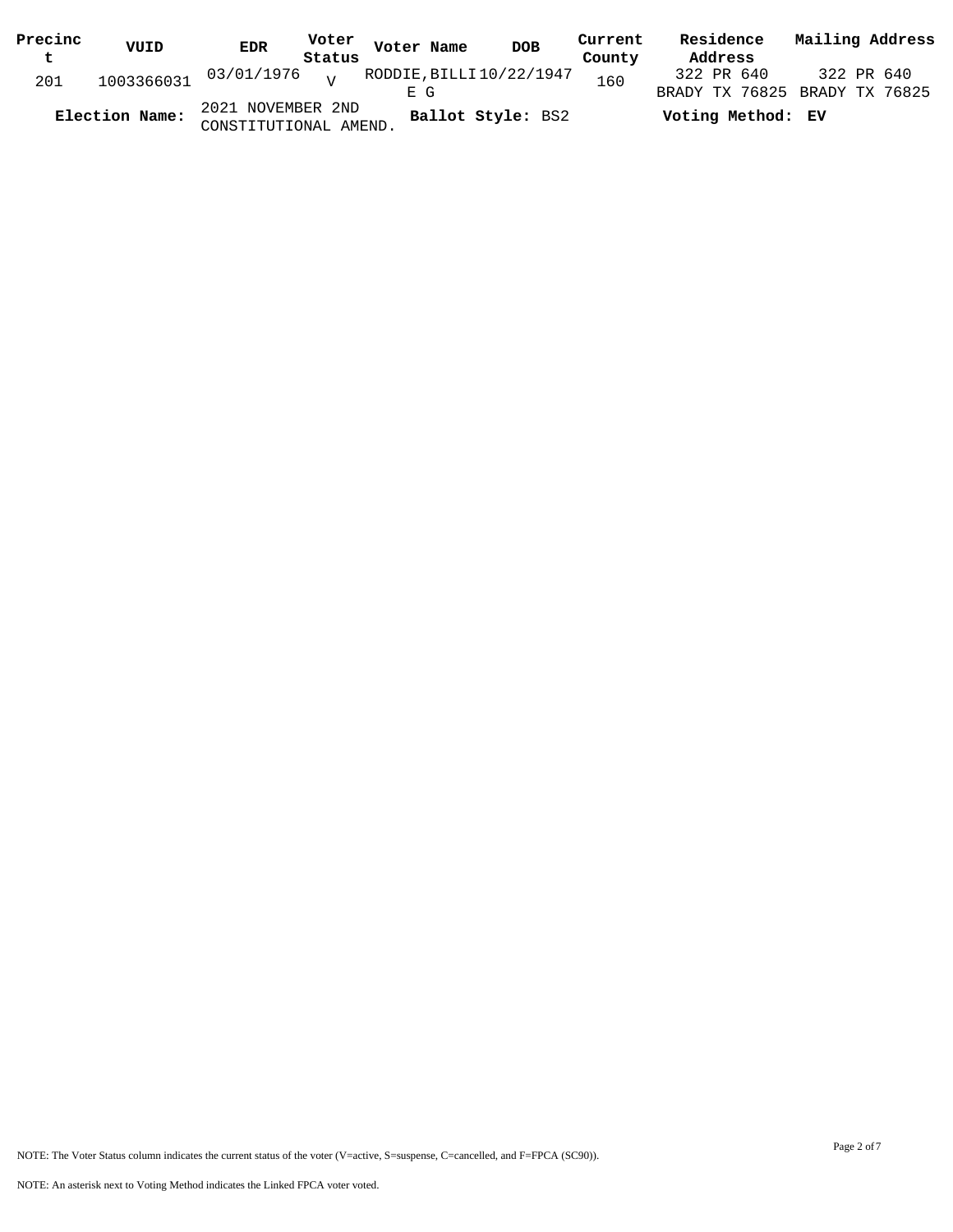| Precinct | VUID | EDR | Voter Status | Voter Name | DOB | Current County | Residence Address | Mailing Address |
|---|---|---|---|---|---|---|---|---|
| 201 | 1003366031 | 03/01/1976 | V | RODDIE,BILLIE G | 10/22/1947 | 160 | 322 PR 640 BRADY TX 76825 | 322 PR 640 BRADY TX 76825 |

**Election Name:** 2021 NOVEMBER 2ND CONSTITUTIONAL AMEND. **Ballot Style:** BS2 **Voting Method:** **EV**

NOTE: The Voter Status column indicates the current status of the voter (V=active, S=suspense, C=cancelled, and F=FPCA (SC90)).

NOTE: An asterisk next to Voting Method indicates the Linked FPCA voter voted.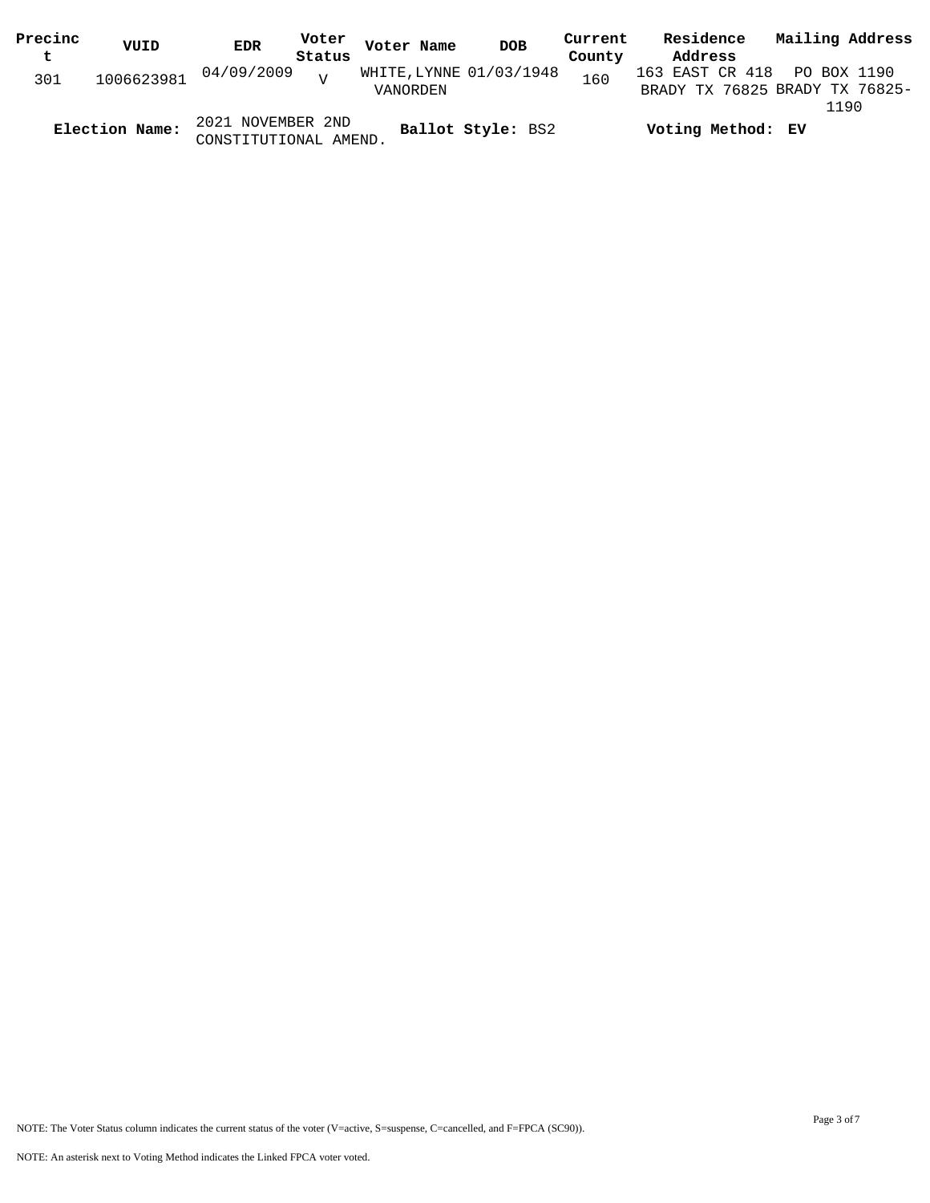| Precinct | VUID | EDR | Voter Status | Voter Name | DOB | Current County | Residence Address | Mailing Address |
| --- | --- | --- | --- | --- | --- | --- | --- | --- |
| 301 | 1006623981 | 04/09/2009 | V | WHITE,LYNNE VANORDEN | 01/03/1948 | 160 | 163 EAST CR 418 BRADY TX 76825 | PO BOX 1190 BRADY TX 76825-1190 |

**Election Name:** 2021 NOVEMBER 2ND CONSTITUTIONAL AMEND. **Ballot Style:** BS2 **Voting Method:** EV

NOTE: The Voter Status column indicates the current status of the voter (V=active, S=suspense, C=cancelled, and F=FPCA (SC90)).

NOTE: An asterisk next to Voting Method indicates the Linked FPCA voter voted.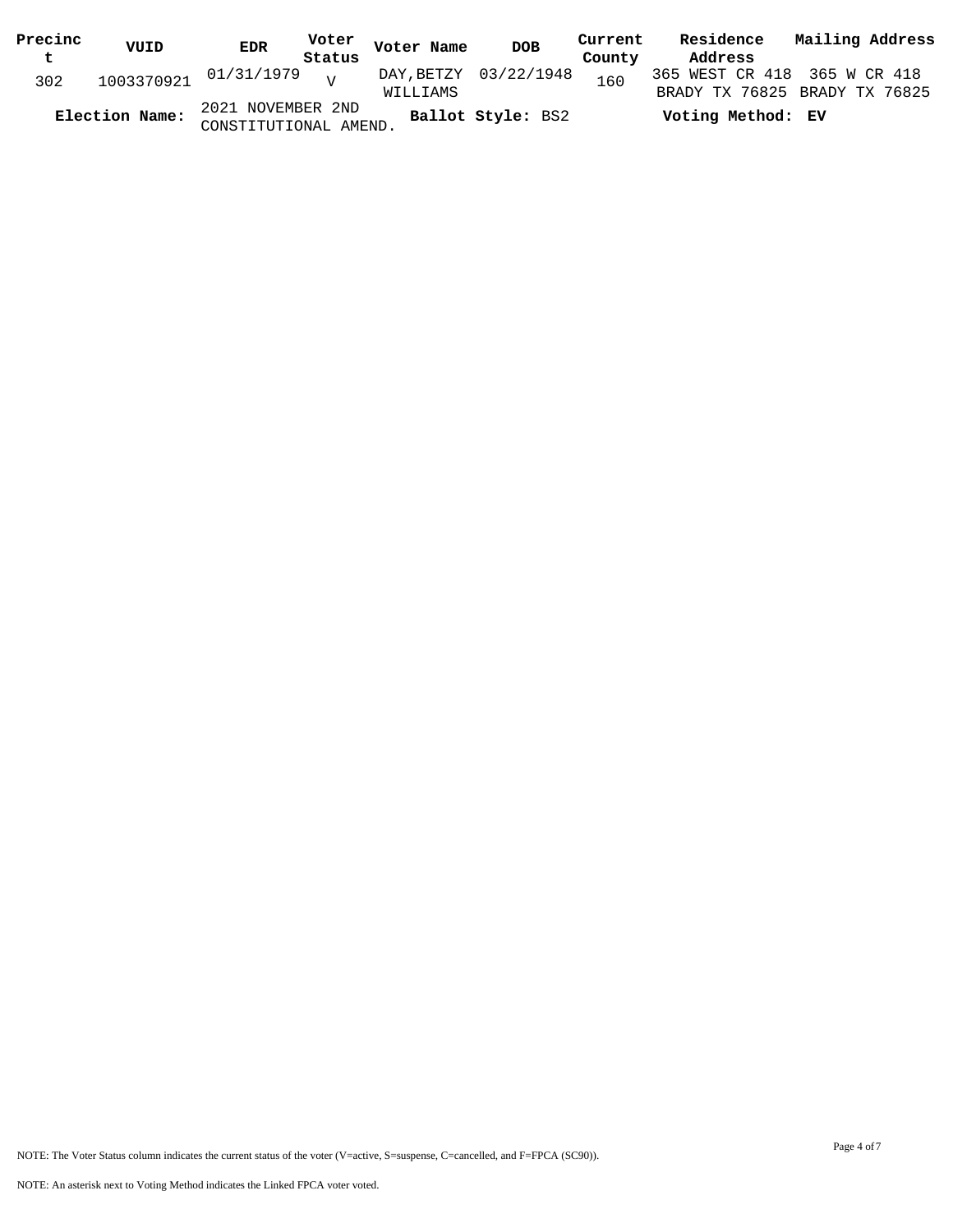| Precinct | VUID | EDR | Voter Status | Voter Name | DOB | Current County | Residence Address | Mailing Address |
|---|---|---|---|---|---|---|---|---|
| 302 | 1003370921 | 01/31/1979 | V | DAY,BETZY WILLIAMS | 03/22/1948 | 160 | 365 WEST CR 418 BRADY TX 76825 | 365 W CR 418 BRADY TX 76825 |

**Election Name:** 2021 NOVEMBER 2ND CONSTITUTIONAL AMEND. **Ballot Style:** BS2 **Voting Method:** **EV**

NOTE: The Voter Status column indicates the current status of the voter (V=active, S=suspense, C=cancelled, and F=FPCA (SC90)).

NOTE: An asterisk next to Voting Method indicates the Linked FPCA voter voted.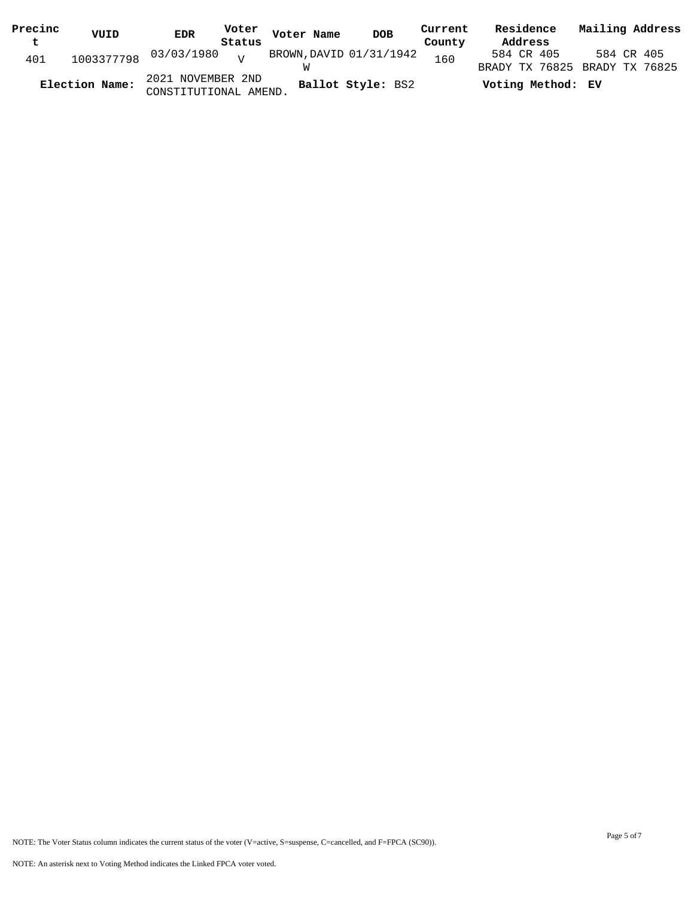| Precinct | VUID | EDR | Voter Status | Voter Name | DOB | Current County | Residence Address | Mailing Address |
|---|---|---|---|---|---|---|---|---|
| 401 | 1003377798 | 03/03/1980 | V | BROWN,DAVID W | 01/31/1942 | 160 | 584 CR 405 BRADY TX 76825 | 584 CR 405 BRADY TX 76825 |

**Election Name:** 2021 NOVEMBER 2ND CONSTITUTIONAL AMEND. **Ballot Style:** BS2 **Voting Method:** **EV**

NOTE: The Voter Status column indicates the current status of the voter (V=active, S=suspense, C=cancelled, and F=FPCA (SC90)).

NOTE: An asterisk next to Voting Method indicates the Linked FPCA voter voted.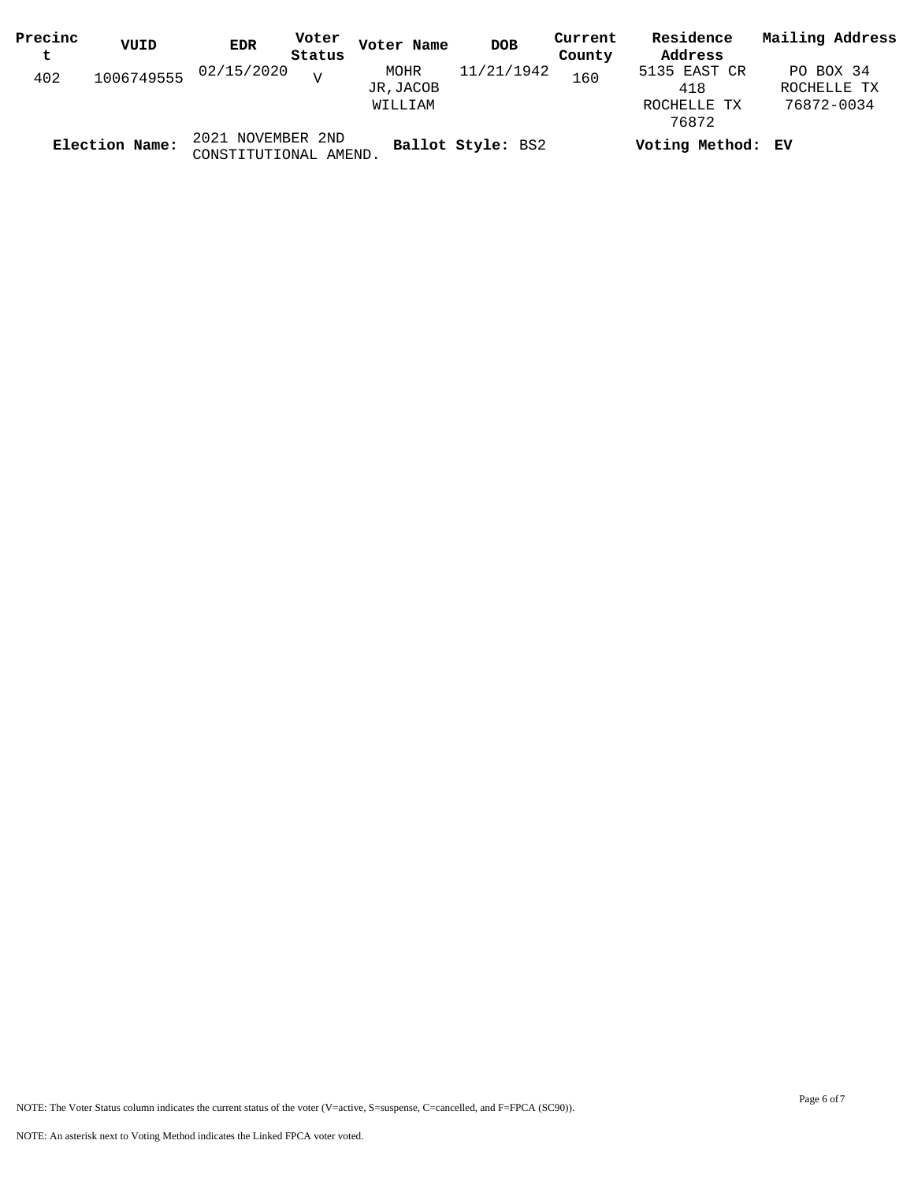| Precinct | VUID | EDR | Voter Status | Voter Name | DOB | Current County | Residence Address | Mailing Address |
|---|---|---|---|---|---|---|---|---|
| 402 | 1006749555 | 02/15/2020 | V | MOHR JR,JACOB WILLIAM | 11/21/1942 | 160 | 5135 EAST CR 418 ROCHELLE TX 76872 | PO BOX 34 ROCHELLE TX 76872-0034 |

**Election Name:** 2021 NOVEMBER 2ND CONSTITUTIONAL AMEND. **Ballot Style:** BS2 **Voting Method:** **EV**

NOTE: The Voter Status column indicates the current status of the voter (V=active, S=suspense, C=cancelled, and F=FPCA (SC90)).

NOTE: An asterisk next to Voting Method indicates the Linked FPCA voter voted.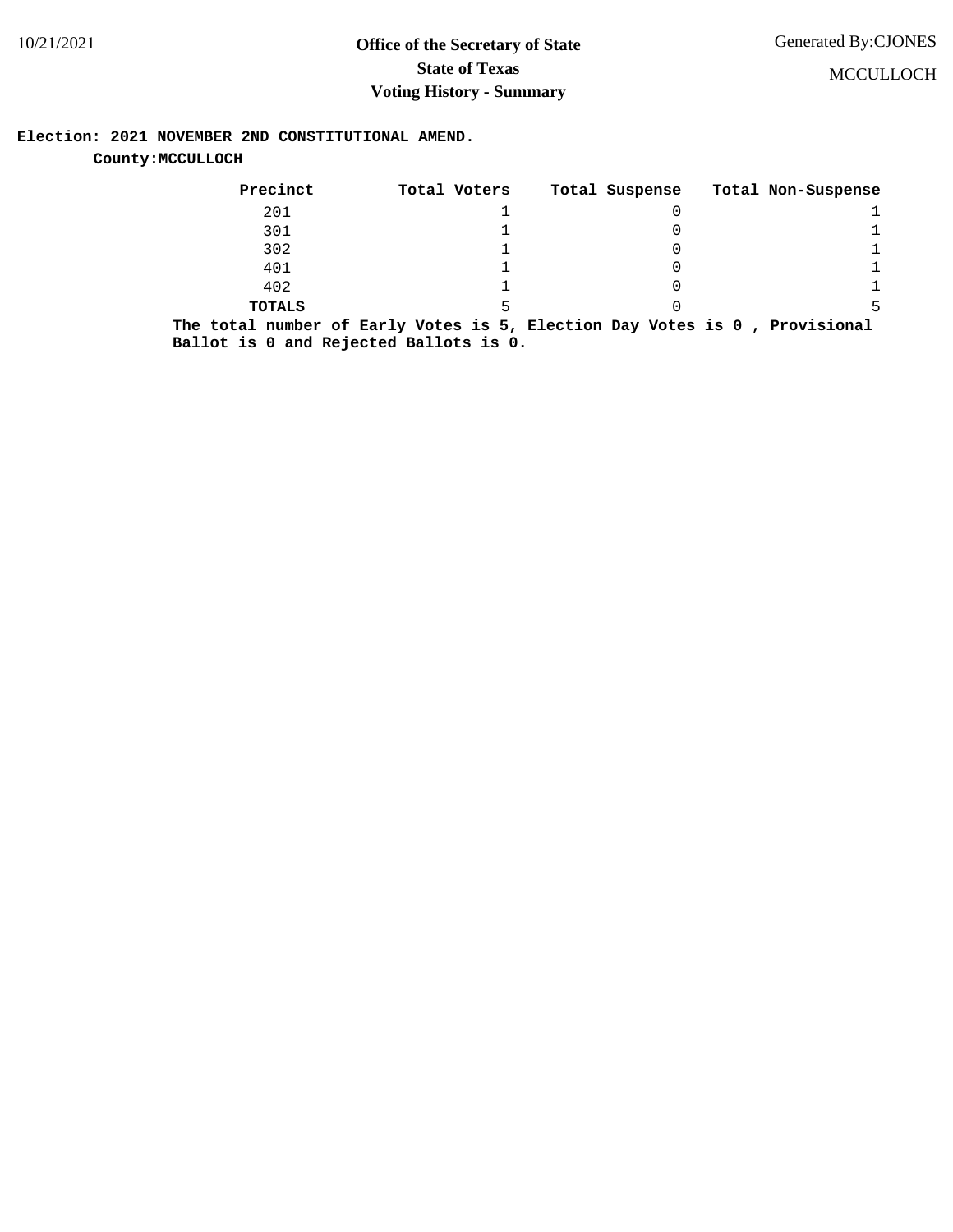**Office of the Secretary of State**

**State of Texas**

**Voting History - Summary**

10/21/2021

Generated By:CJONES

MCCULLOCH

**Election: 2021 NOVEMBER 2ND CONSTITUTIONAL AMEND.**

**County:MCCULLOCH**

| Precinct | Total Voters | Total Suspense | Total Non-Suspense |
|---|---|---|---|
| 201 | 1 | 0 | 1 |
| 301 | 1 | 0 | 1 |
| 302 | 1 | 0 | 1 |
| 401 | 1 | 0 | 1 |
| 402 | 1 | 0 | 1 |
| **TOTALS** | 5 | 0 | 5 |

**The total number of Early Votes is 5, Election Day Votes is 0 , Provisional Ballot is 0 and Rejected Ballots is 0.**